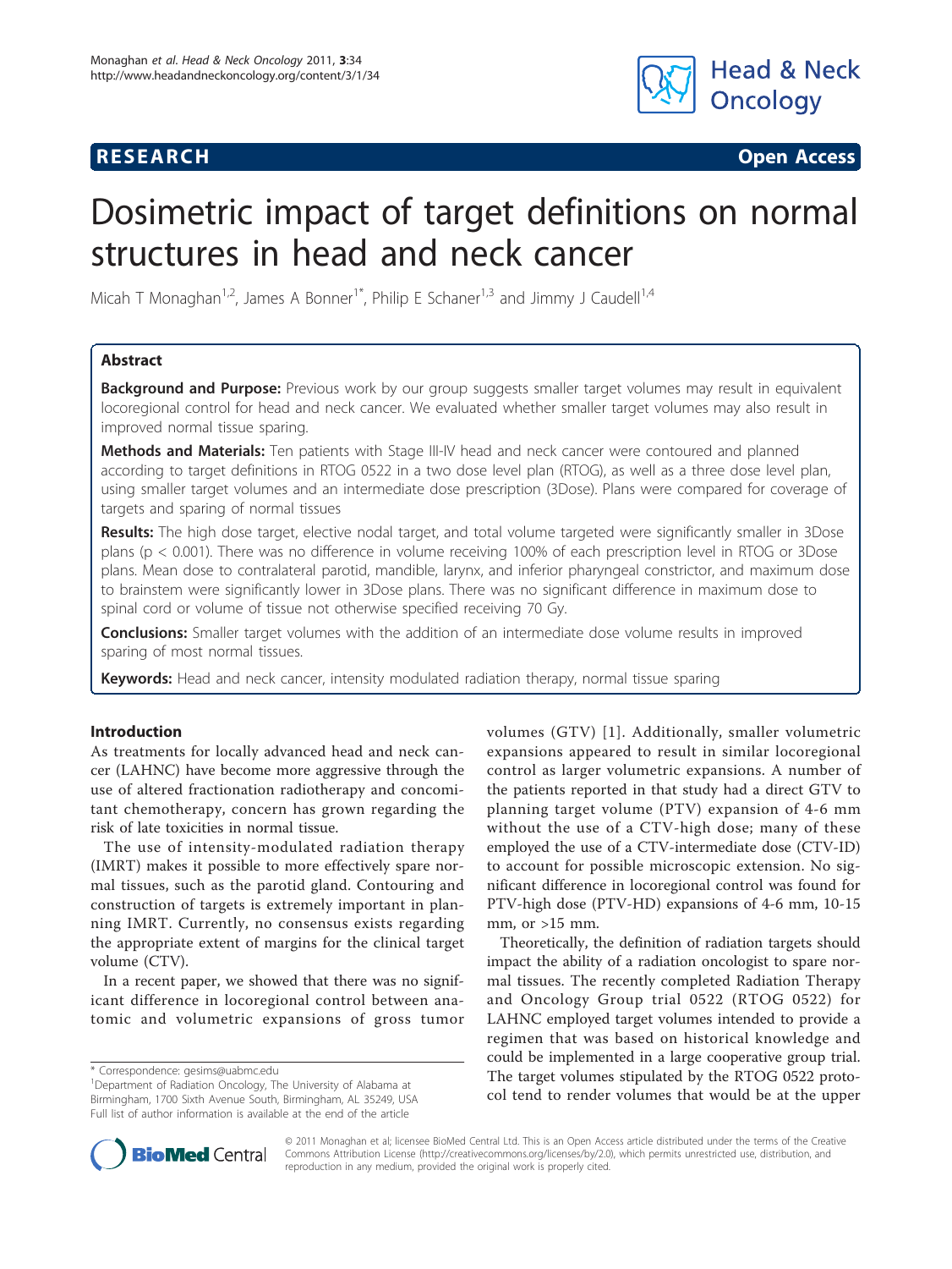**RESEARCH** **Open Access**

# Dosimetric impact of target definitions on normal structures in head and neck cancer

Micah T Monaghan[1,2], James A Bonner[1*], Philip E Schaner[1,3] and Jimmy J Caudell[1,4]

## Abstract

**Background and Purpose:** Previous work by our group suggests smaller target volumes may result in equivalent locoregional control for head and neck cancer. We evaluated whether smaller target volumes may also result in improved normal tissue sparing.

**Methods and Materials:** Ten patients with Stage III-IV head and neck cancer were contoured and planned according to target definitions in RTOG 0522 in a two dose level plan (RTOG), as well as a three dose level plan, using smaller target volumes and an intermediate dose prescription (3Dose). Plans were compared for coverage of targets and sparing of normal tissues

**Results:** The high dose target, elective nodal target, and total volume targeted were significantly smaller in 3Dose plans ($p < 0.001$). There was no difference in volume receiving 100% of each prescription level in RTOG or 3Dose plans. Mean dose to contralateral parotid, mandible, larynx, and inferior pharyngeal constrictor, and maximum dose to brainstem were significantly lower in 3Dose plans. There was no significant difference in maximum dose to spinal cord or volume of tissue not otherwise specified receiving 70 Gy.

**Conclusions:** Smaller target volumes with the addition of an intermediate dose volume results in improved sparing of most normal tissues.

**Keywords:** Head and neck cancer, intensity modulated radiation therapy, normal tissue sparing

## Introduction

As treatments for locally advanced head and neck cancer (LAHNC) have become more aggressive through the use of altered fractionation radiotherapy and concomitant chemotherapy, concern has grown regarding the risk of late toxicities in normal tissue.

The use of intensity-modulated radiation therapy (IMRT) makes it possible to more effectively spare normal tissues, such as the parotid gland. Contouring and construction of targets is extremely important in planning IMRT. Currently, no consensus exists regarding the appropriate extent of margins for the clinical target volume (CTV).

In a recent paper, we showed that there was no significant difference in locoregional control between anatomic and volumetric expansions of gross tumor volumes (GTV) [1]. Additionally, smaller volumetric expansions appeared to result in similar locoregional control as larger volumetric expansions. A number of the patients reported in that study had a direct GTV to planning target volume (PTV) expansion of 4-6 mm without the use of a CTV-high dose; many of these employed the use of a CTV-intermediate dose (CTV-ID) to account for possible microscopic extension. No significant difference in locoregional control was found for PTV-high dose (PTV-HD) expansions of 4-6 mm, 10-15 mm, or >15 mm.

Theoretically, the definition of radiation targets should impact the ability of a radiation oncologist to spare normal tissues. The recently completed Radiation Therapy and Oncology Group trial 0522 (RTOG 0522) for LAHNC employed target volumes intended to provide a regimen that was based on historical knowledge and could be implemented in a large cooperative group trial. The target volumes stipulated by the RTOG 0522 protocol tend to render volumes that would be at the upper

\* Correspondence: gesims@uabmc.edu

[1]Department of Radiation Oncology, The University of Alabama at Birmingham, 1700 Sixth Avenue South, Birmingham, AL 35249, USA

Full list of author information is available at the end of the article

© 2011 Monaghan et al; licensee BioMed Central Ltd. This is an Open Access article distributed under the terms of the Creative Commons Attribution License (http://creativecommons.org/licenses/by/2.0), which permits unrestricted use, distribution, and reproduction in any medium, provided the original work is properly cited.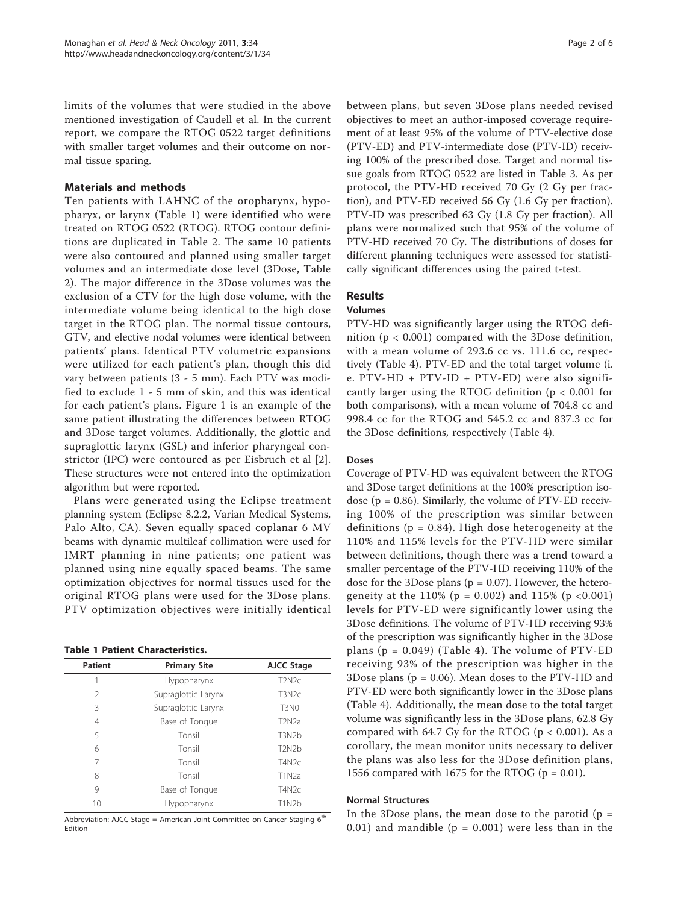limits of the volumes that were studied in the above mentioned investigation of Caudell et al. In the current report, we compare the RTOG 0522 target definitions with smaller target volumes and their outcome on normal tissue sparing.

## Materials and methods

Ten patients with LAHNC of the oropharynx, hypopharyx, or larynx (Table 1) were identified who were treated on RTOG 0522 (RTOG). RTOG contour definitions are duplicated in Table 2. The same 10 patients were also contoured and planned using smaller target volumes and an intermediate dose level (3Dose, Table 2). The major difference in the 3Dose volumes was the exclusion of a CTV for the high dose volume, with the intermediate volume being identical to the high dose target in the RTOG plan. The normal tissue contours, GTV, and elective nodal volumes were identical between patients' plans. Identical PTV volumetric expansions were utilized for each patient's plan, though this did vary between patients (3 - 5 mm). Each PTV was modified to exclude 1 - 5 mm of skin, and this was identical for each patient's plans. Figure 1 is an example of the same patient illustrating the differences between RTOG and 3Dose target volumes. Additionally, the glottic and supraglottic larynx (GSL) and inferior pharyngeal constrictor (IPC) were contoured as per Eisbruch et al [2]. These structures were not entered into the optimization algorithm but were reported.

Plans were generated using the Eclipse treatment planning system (Eclipse 8.2.2, Varian Medical Systems, Palo Alto, CA). Seven equally spaced coplanar 6 MV beams with dynamic multileaf collimation were used for IMRT planning in nine patients; one patient was planned using nine equally spaced beams. The same optimization objectives for normal tissues used for the original RTOG plans were used for the 3Dose plans. PTV optimization objectives were initially identical between plans, but seven 3Dose plans needed revised objectives to meet an author-imposed coverage requirement of at least 95% of the volume of PTV-elective dose (PTV-ED) and PTV-intermediate dose (PTV-ID) receiving 100% of the prescribed dose. Target and normal tissue goals from RTOG 0522 are listed in Table 3. As per protocol, the PTV-HD received 70 Gy (2 Gy per fraction), and PTV-ED received 56 Gy (1.6 Gy per fraction). PTV-ID was prescribed 63 Gy (1.8 Gy per fraction). All plans were normalized such that 95% of the volume of PTV-HD received 70 Gy. The distributions of doses for different planning techniques were assessed for statistically significant differences using the paired t-test.

**Table 1 Patient Characteristics.**

| Patient | Primary Site | AJCC Stage |
|---|---|---|
| 1 | Hypopharynx | T2N2c |
| 2 | Supraglottic Larynx | T3N2c |
| 3 | Supraglottic Larynx | T3N0 |
| 4 | Base of Tongue | T2N2a |
| 5 | Tonsil | T3N2b |
| 6 | Tonsil | T2N2b |
| 7 | Tonsil | T4N2c |
| 8 | Tonsil | T1N2a |
| 9 | Base of Tongue | T4N2c |
| 10 | Hypopharynx | T1N2b |

Abbreviation: AJCC Stage = American Joint Committee on Cancer Staging 6th Edition

## Results

### Volumes

PTV-HD was significantly larger using the RTOG definition ($p < 0.001$) compared with the 3Dose definition, with a mean volume of 293.6 cc vs. 111.6 cc, respectively (Table 4). PTV-ED and the total target volume (i.e. PTV-HD + PTV-ID + PTV-ED) were also significantly larger using the RTOG definition ($p < 0.001$ for both comparisons), with a mean volume of 704.8 cc and 998.4 cc for the RTOG and 545.2 cc and 837.3 cc for the 3Dose definitions, respectively (Table 4).

### Doses

Coverage of PTV-HD was equivalent between the RTOG and 3Dose target definitions at the 100% prescription isodose ($p = 0.86$). Similarly, the volume of PTV-ED receiving 100% of the prescription was similar between definitions ($p = 0.84$). High dose heterogeneity at the 110% and 115% levels for the PTV-HD were similar between definitions, though there was a trend toward a smaller percentage of the PTV-HD receiving 110% of the dose for the 3Dose plans ($p = 0.07$). However, the heterogeneity at the 110% ($p = 0.002$) and 115% ($p < 0.001$) levels for PTV-ED were significantly lower using the 3Dose definitions. The volume of PTV-HD receiving 93% of the prescription was significantly higher in the 3Dose plans ($p = 0.049$) (Table 4). The volume of PTV-ED receiving 93% of the prescription was higher in the 3Dose plans ($p = 0.06$). Mean doses to the PTV-HD and PTV-ED were both significantly lower in the 3Dose plans (Table 4). Additionally, the mean dose to the total target volume was significantly less in the 3Dose plans, 62.8 Gy compared with 64.7 Gy for the RTOG ($p < 0.001$). As a corollary, the mean monitor units necessary to deliver the plans was also less for the 3Dose definition plans, 1556 compared with 1675 for the RTOG ($p = 0.01$).

### Normal Structures

In the 3Dose plans, the mean dose to the parotid ($p = 0.01$) and mandible ($p = 0.001$) were less than in the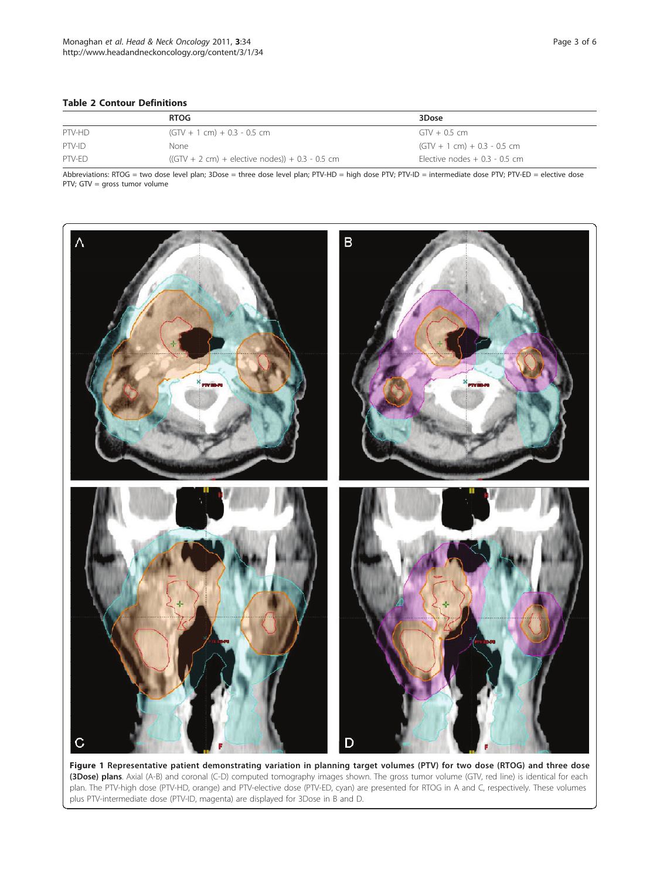**Table 2 Contour Definitions**

| | RTOG | 3Dose |
|---|---|---|
| PTV-HD | (GTV + 1 cm) + 0.3 - 0.5 cm | GTV + 0.5 cm |
| PTV-ID | None | (GTV + 1 cm) + 0.3 - 0.5 cm |
| PTV-ED | ((GTV + 2 cm) + elective nodes)) + 0.3 - 0.5 cm | Elective nodes + 0.3 - 0.5 cm |

Abbreviations: RTOG = two dose level plan; 3Dose = three dose level plan; PTV-HD = high dose PTV; PTV-ID = intermediate dose PTV; PTV-ED = elective dose PTV; GTV = gross tumor volume

**Figure 1 Representative patient demonstrating variation in planning target volumes (PTV) for two dose (RTOG) and three dose (3Dose) plans**. Axial (A-B) and coronal (C-D) computed tomography images shown. The gross tumor volume (GTV, red line) is identical for each plan. The PTV-high dose (PTV-HD, orange) and PTV-elective dose (PTV-ED, cyan) are presented for RTOG in A and C, respectively. These volumes plus PTV-intermediate dose (PTV-ID, magenta) are displayed for 3Dose in B and D.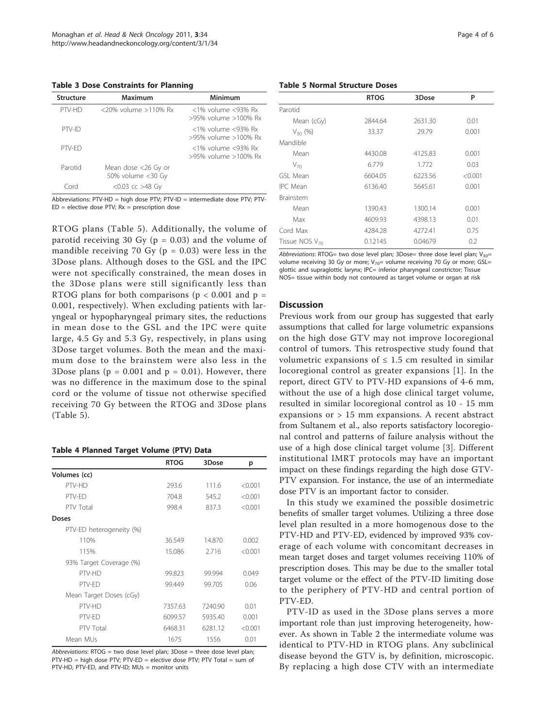**Table 3 Dose Constraints for Planning**

| Structure | Maximum | Minimum |
|---|---|---|
| PTV-HD | <20% volume >110% Rx | <1% volume <93% Rx >95% volume >100% Rx |
| PTV-ID | | <1% volume <93% Rx >95% volume >100% Rx |
| PTV-ED | | <1% volume <93% Rx >95% volume >100% Rx |
| Parotid | Mean dose <26 Gy or 50% volume <30 Gy | |
| Cord | <0.03 cc >48 Gy | |

Abbreviations: PTV-HD = high dose PTV; PTV-ID = intermediate dose PTV; PTV-ED = elective dose PTV; Rx = prescription dose

RTOG plans (Table 5). Additionally, the volume of parotid receiving 30 Gy ($p = 0.03$) and the volume of mandible receiving 70 Gy ($p = 0.03$) were less in the 3Dose plans. Although doses to the GSL and the IPC were not specifically constrained, the mean doses in the 3Dose plans were still significantly less than RTOG plans for both comparisons ($p < 0.001$ and $p = 0.001$, respectively). When excluding patients with laryngeal or hypopharyngeal primary sites, the reductions in mean dose to the GSL and the IPC were quite large, 4.5 Gy and 5.3 Gy, respectively, in plans using 3Dose target volumes. Both the mean and the maximum dose to the brainstem were also less in the 3Dose plans ($p = 0.001$ and $p = 0.01$). However, there was no difference in the maximum dose to the spinal cord or the volume of tissue not otherwise specified receiving 70 Gy between the RTOG and 3Dose plans (Table 5).

**Table 4 Planned Target Volume (PTV) Data**

| | RTOG | 3Dose | p |
|---|---|---|---|
| **Volumes (cc)** | | | |
| PTV-HD | 293.6 | 111.6 | <0.001 |
| PTV-ED | 704.8 | 545.2 | <0.001 |
| PTV Total | 998.4 | 837.3 | <0.001 |
| **Doses** | | | |
| PTV-ED heterogeneity (%) | | | |
| 110% | 36.549 | 14.870 | 0.002 |
| 115% | 15.086 | 2.716 | <0.001 |
| 93% Target Coverage (%) | | | |
| PTV-HD | 99.823 | 99.994 | 0.049 |
| PTV-ED | 99.449 | 99.705 | 0.06 |
| Mean Target Doses (cGy) | | | |
| PTV-HD | 7357.63 | 7240.90 | 0.01 |
| PTV-ED | 6099.57 | 5935.40 | 0.001 |
| PTV Total | 6468.31 | 6281.12 | <0.001 |
| Mean MUs | 1675 | 1556 | 0.01 |

*Abbreviations*: RTOG = two dose level plan; 3Dose = three dose level plan; PTV-HD = high dose PTV; PTV-ED = elective dose PTV; PTV Total = sum of PTV-HD, PTV-ED, and PTV-ID; MUs = monitor units

**Table 5 Normal Structure Doses**

| | RTOG | 3Dose | P |
|---|---|---|---|
| Parotid | | | |
| Mean (cGy) | 2844.64 | 2631.30 | 0.01 |
| $V_{30}$ (%) | 33.37 | 29.79 | 0.001 |
| Mandible | | | |
| Mean | 4430.08 | 4125.83 | 0.001 |
| $V_{70}$ | 6.779 | 1.772 | 0.03 |
| GSL Mean | 6604.05 | 6223.56 | <0.001 |
| IPC Mean | 6136.40 | 5645.61 | 0.001 |
| Brainstem | | | |
| Mean | 1390.43 | 1300.14 | 0.001 |
| Max | 4609.93 | 4398.13 | 0.01 |
| Cord Max | 4284.28 | 4272.41 | 0.75 |
| Tissue NOS $V_{70}$ | 0.12145 | 0.04679 | 0.2 |

*Abbreviations*: RTOG= two dose level plan; 3Dose= three dose level plan; $V_{30}$= volume receiving 30 Gy or more; $V_{70}$= volume receiving 70 Gy or more; GSL= glottic and supraglottic larynx; IPC= inferior pharyngeal constrictor; Tissue NOS= tissue within body not contoured as target volume or organ at risk

## Discussion

Previous work from our group has suggested that early assumptions that called for large volumetric expansions on the high dose GTV may not improve locoregional control of tumors. This retrospective study found that volumetric expansions of ≤ 1.5 cm resulted in similar locoregional control as greater expansions [1]. In the report, direct GTV to PTV-HD expansions of 4-6 mm, without the use of a high dose clinical target volume, resulted in similar locoregional control as 10 - 15 mm expansions or > 15 mm expansions. A recent abstract from Sultanem et al., also reports satisfactory locoregional control and patterns of failure analysis without the use of a high dose clinical target volume [3]. Different institutional IMRT protocols may have an important impact on these findings regarding the high dose GTV-PTV expansion. For instance, the use of an intermediate dose PTV is an important factor to consider.

In this study we examined the possible dosimetric benefits of smaller target volumes. Utilizing a three dose level plan resulted in a more homogenous dose to the PTV-HD and PTV-ED, evidenced by improved 93% coverage of each volume with concomitant decreases in mean target doses and target volumes receiving 110% of prescription doses. This may be due to the smaller total target volume or the effect of the PTV-ID limiting dose to the periphery of PTV-HD and central portion of PTV-ED.

PTV-ID as used in the 3Dose plans serves a more important role than just improving heterogeneity, however. As shown in Table 2 the intermediate volume was identical to PTV-HD in RTOG plans. Any subclinical disease beyond the GTV is, by definition, microscopic. By replacing a high dose CTV with an intermediate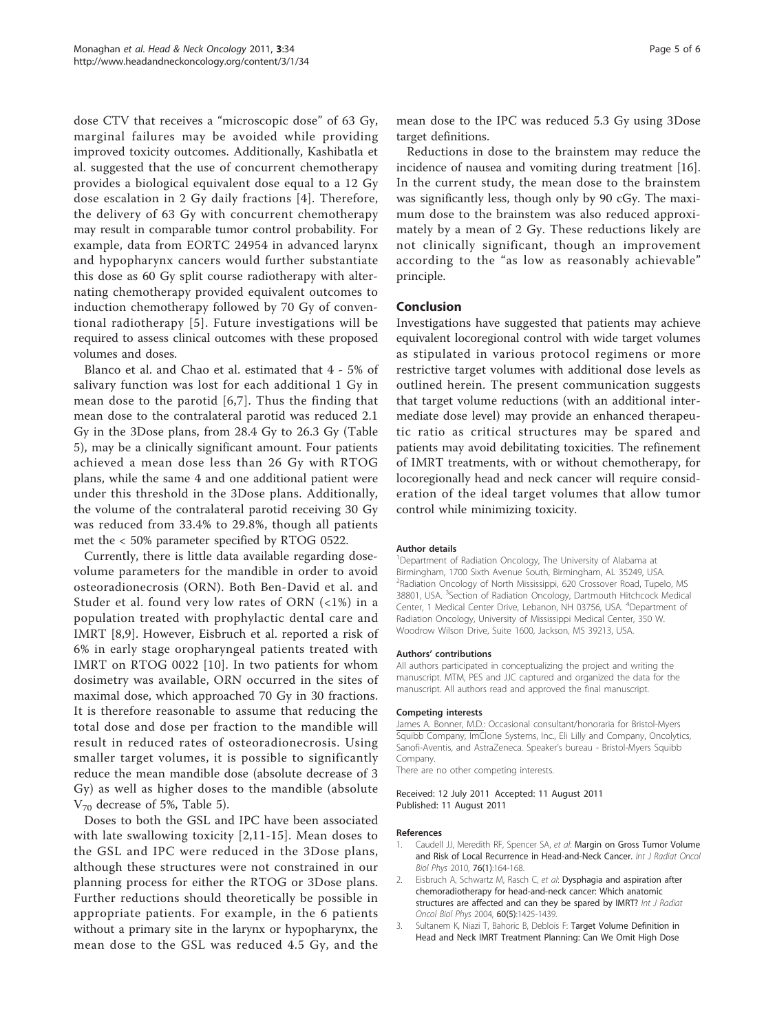dose CTV that receives a "microscopic dose" of 63 Gy, marginal failures may be avoided while providing improved toxicity outcomes. Additionally, Kashibatla et al. suggested that the use of concurrent chemotherapy provides a biological equivalent dose equal to a 12 Gy dose escalation in 2 Gy daily fractions [4]. Therefore, the delivery of 63 Gy with concurrent chemotherapy may result in comparable tumor control probability. For example, data from EORTC 24954 in advanced larynx and hypopharynx cancers would further substantiate this dose as 60 Gy split course radiotherapy with alternating chemotherapy provided equivalent outcomes to induction chemotherapy followed by 70 Gy of conventional radiotherapy [5]. Future investigations will be required to assess clinical outcomes with these proposed volumes and doses.

Blanco et al. and Chao et al. estimated that 4 - 5% of salivary function was lost for each additional 1 Gy in mean dose to the parotid [6,7]. Thus the finding that mean dose to the contralateral parotid was reduced 2.1 Gy in the 3Dose plans, from 28.4 Gy to 26.3 Gy (Table 5), may be a clinically significant amount. Four patients achieved a mean dose less than 26 Gy with RTOG plans, while the same 4 and one additional patient were under this threshold in the 3Dose plans. Additionally, the volume of the contralateral parotid receiving 30 Gy was reduced from 33.4% to 29.8%, though all patients met the < 50% parameter specified by RTOG 0522.

Currently, there is little data available regarding dose-volume parameters for the mandible in order to avoid osteoradionecrosis (ORN). Both Ben-David et al. and Studer et al. found very low rates of ORN (<1%) in a population treated with prophylactic dental care and IMRT [8,9]. However, Eisbruch et al. reported a risk of 6% in early stage oropharyngeal patients treated with IMRT on RTOG 0022 [10]. In two patients for whom dosimetry was available, ORN occurred in the sites of maximal dose, which approached 70 Gy in 30 fractions. It is therefore reasonable to assume that reducing the total dose and dose per fraction to the mandible will result in reduced rates of osteoradionecrosis. Using smaller target volumes, it is possible to significantly reduce the mean mandible dose (absolute decrease of 3 Gy) as well as higher doses to the mandible (absolute $V_{70}$ decrease of 5%, Table 5).

Doses to both the GSL and IPC have been associated with late swallowing toxicity [2,11-15]. Mean doses to the GSL and IPC were reduced in the 3Dose plans, although these structures were not constrained in our planning process for either the RTOG or 3Dose plans. Further reductions should theoretically be possible in appropriate patients. For example, in the 6 patients without a primary site in the larynx or hypopharynx, the mean dose to the GSL was reduced 4.5 Gy, and the mean dose to the IPC was reduced 5.3 Gy using 3Dose target definitions.

Reductions in dose to the brainstem may reduce the incidence of nausea and vomiting during treatment [16]. In the current study, the mean dose to the brainstem was significantly less, though only by 90 cGy. The maximum dose to the brainstem was also reduced approximately by a mean of 2 Gy. These reductions likely are not clinically significant, though an improvement according to the "as low as reasonably achievable" principle.

## Conclusion

Investigations have suggested that patients may achieve equivalent locoregional control with wide target volumes as stipulated in various protocol regimens or more restrictive target volumes with additional dose levels as outlined herein. The present communication suggests that target volume reductions (with an additional intermediate dose level) may provide an enhanced therapeutic ratio as critical structures may be spared and patients may avoid debilitating toxicities. The refinement of IMRT treatments, with or without chemotherapy, for locoregionally head and neck cancer will require consideration of the ideal target volumes that allow tumor control while minimizing toxicity.

#### Author details

[1]Department of Radiation Oncology, The University of Alabama at Birmingham, 1700 Sixth Avenue South, Birmingham, AL 35249, USA. [2]Radiation Oncology of North Mississippi, 620 Crossover Road, Tupelo, MS 38801, USA. [3]Section of Radiation Oncology, Dartmouth Hitchcock Medical Center, 1 Medical Center Drive, Lebanon, NH 03756, USA. [4]Department of Radiation Oncology, University of Mississippi Medical Center, 350 W. Woodrow Wilson Drive, Suite 1600, Jackson, MS 39213, USA.

#### Authors' contributions

All authors participated in conceptualizing the project and writing the manuscript. MTM, PES and JJC captured and organized the data for the manuscript. All authors read and approved the final manuscript.

#### Competing interests

James A. Bonner, M.D.: Occasional consultant/honoraria for Bristol-Myers Squibb Company, ImClone Systems, Inc., Eli Lilly and Company, Oncolytics, Sanofi-Aventis, and AstraZeneca. Speaker's bureau - Bristol-Myers Squibb Company.
There are no other competing interests.

Received: 12 July 2011 Accepted: 11 August 2011
Published: 11 August 2011

#### References

1. Caudell JJ, Meredith RF, Spencer SA, *et al*: Margin on Gross Tumor Volume and Risk of Local Recurrence in Head-and-Neck Cancer. *Int J Radiat Oncol Biol Phys* 2010, 76(1):164-168.
2. Eisbruch A, Schwartz M, Rasch C, *et al*: Dysphagia and aspiration after chemoradiotherapy for head-and-neck cancer: Which anatomic structures are affected and can they be spared by IMRT? *Int J Radiat Oncol Biol Phys* 2004, 60(5):1425-1439.
3. Sultanem K, Niazi T, Bahoric B, Deblois F: Target Volume Definition in Head and Neck IMRT Treatment Planning: Can We Omit High Dose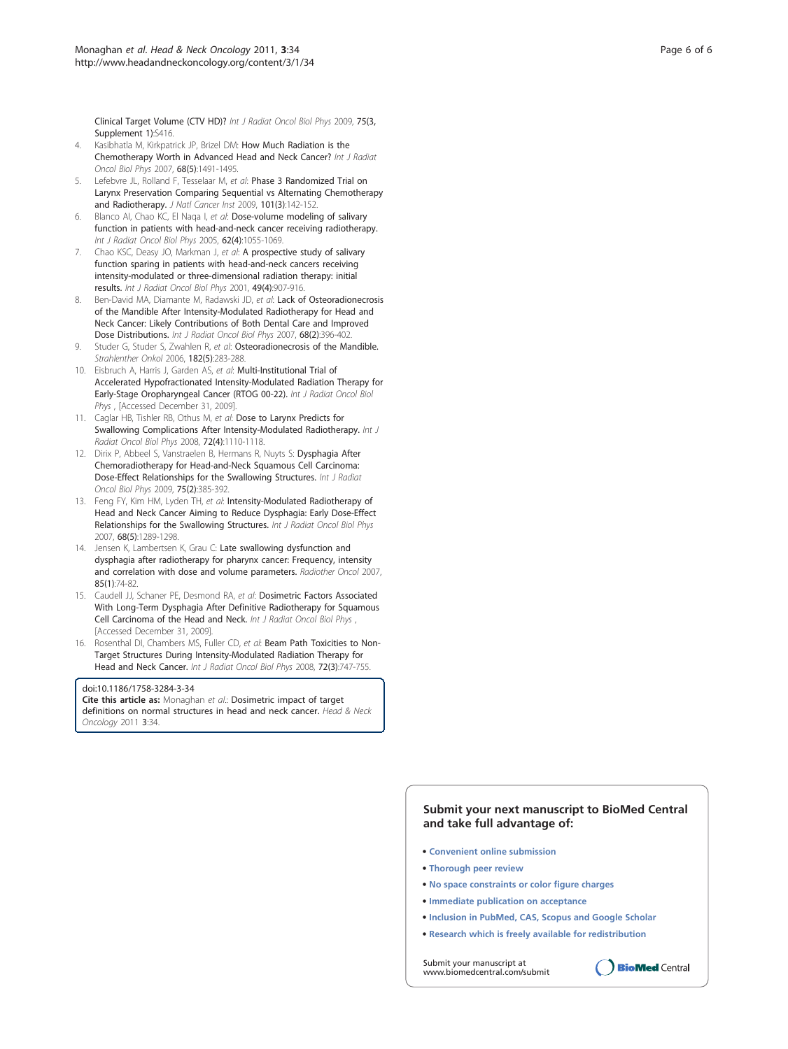Clinical Target Volume (CTV HD)? *Int J Radiat Oncol Biol Phys* 2009, **75(3, Supplement 1)**:S416.

4. Kasibhatla M, Kirkpatrick JP, Brizel DM: **How Much Radiation is the Chemotherapy Worth in Advanced Head and Neck Cancer?** *Int J Radiat Oncol Biol Phys* 2007, **68(5)**:1491-1495.
5. Lefebvre JL, Rolland F, Tesselaar M, *et al*: **Phase 3 Randomized Trial on Larynx Preservation Comparing Sequential vs Alternating Chemotherapy and Radiotherapy.** *J Natl Cancer Inst* 2009, **101(3)**:142-152.
6. Blanco AI, Chao KC, El Naqa I, *et al*: **Dose-volume modeling of salivary function in patients with head-and-neck cancer receiving radiotherapy.** *Int J Radiat Oncol Biol Phys* 2005, **62(4)**:1055-1069.
7. Chao KSC, Deasy JO, Markman J, *et al*: **A prospective study of salivary function sparing in patients with head-and-neck cancers receiving intensity-modulated or three-dimensional radiation therapy: initial results.** *Int J Radiat Oncol Biol Phys* 2001, **49(4)**:907-916.
8. Ben-David MA, Diamante M, Radawski JD, *et al*: **Lack of Osteoradionecrosis of the Mandible After Intensity-Modulated Radiotherapy for Head and Neck Cancer: Likely Contributions of Both Dental Care and Improved Dose Distributions.** *Int J Radiat Oncol Biol Phys* 2007, **68(2)**:396-402.
9. Studer G, Studer S, Zwahlen R, *et al*: **Osteoradionecrosis of the Mandible.** *Strahlenther Onkol* 2006, **182(5)**:283-288.
10. Eisbruch A, Harris J, Garden AS, *et al*: **Multi-Institutional Trial of Accelerated Hypofractionated Intensity-Modulated Radiation Therapy for Early-Stage Oropharyngeal Cancer (RTOG 00-22).** *Int J Radiat Oncol Biol Phys* , [Accessed December 31, 2009].
11. Caglar HB, Tishler RB, Othus M, *et al*: **Dose to Larynx Predicts for Swallowing Complications After Intensity-Modulated Radiotherapy.** *Int J Radiat Oncol Biol Phys* 2008, **72(4)**:1110-1118.
12. Dirix P, Abbeel S, Vanstraelen B, Hermans R, Nuyts S: **Dysphagia After Chemoradiotherapy for Head-and-Neck Squamous Cell Carcinoma: Dose-Effect Relationships for the Swallowing Structures.** *Int J Radiat Oncol Biol Phys* 2009, **75(2)**:385-392.
13. Feng FY, Kim HM, Lyden TH, *et al*: **Intensity-Modulated Radiotherapy of Head and Neck Cancer Aiming to Reduce Dysphagia: Early Dose-Effect Relationships for the Swallowing Structures.** *Int J Radiat Oncol Biol Phys* 2007, **68(5)**:1289-1298.
14. Jensen K, Lambertsen K, Grau C: **Late swallowing dysfunction and dysphagia after radiotherapy for pharynx cancer: Frequency, intensity and correlation with dose and volume parameters.** *Radiother Oncol* 2007, **85(1)**:74-82.
15. Caudell JJ, Schaner PE, Desmond RA, *et al*: **Dosimetric Factors Associated With Long-Term Dysphagia After Definitive Radiotherapy for Squamous Cell Carcinoma of the Head and Neck.** *Int J Radiat Oncol Biol Phys* , [Accessed December 31, 2009].
16. Rosenthal DI, Chambers MS, Fuller CD, *et al*: **Beam Path Toxicities to Non-Target Structures During Intensity-Modulated Radiation Therapy for Head and Neck Cancer.** *Int J Radiat Oncol Biol Phys* 2008, **72(3)**:747-755.

doi:10.1186/1758-3284-3-34
**Cite this article as:** Monaghan *et al.*: Dosimetric impact of target definitions on normal structures in head and neck cancer. *Head & Neck Oncology* 2011 **3**:34.

**Submit your next manuscript to BioMed Central and take full advantage of:**

- **Convenient online submission**
- **Thorough peer review**
- **No space constraints or color figure charges**
- **Immediate publication on acceptance**
- **Inclusion in PubMed, CAS, Scopus and Google Scholar**
- **Research which is freely available for redistribution**

Submit your manuscript at
www.biomedcentral.com/submit

BioMed Central